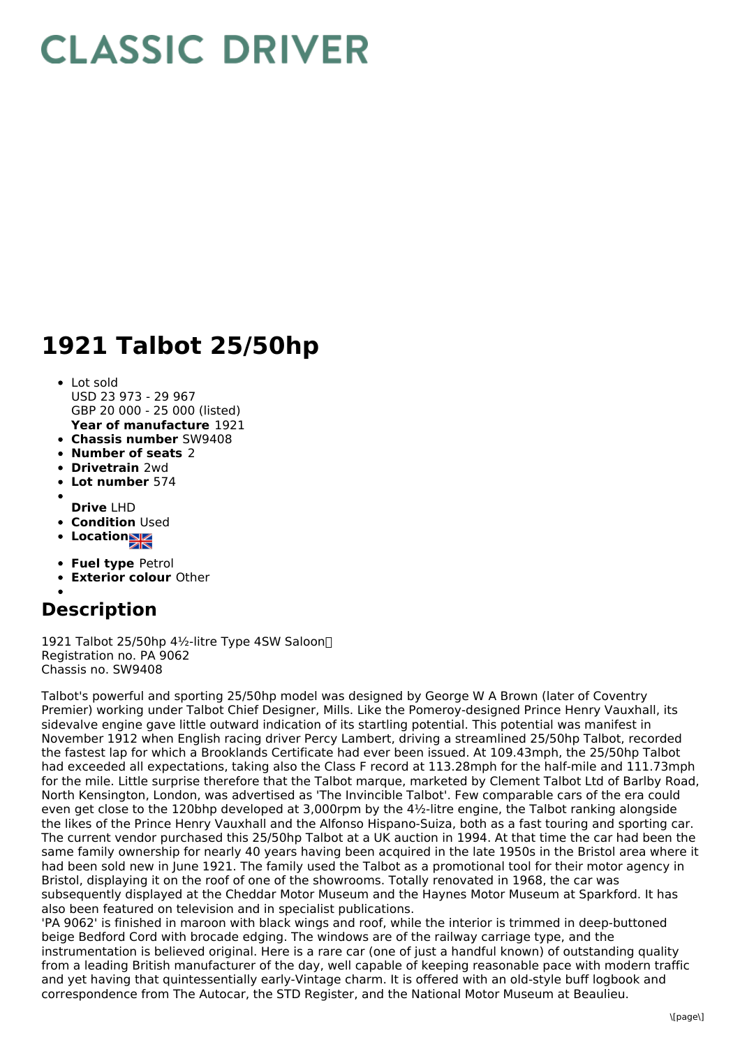# CLASSIC DRIVER

# 1921 Talbot 25/50hp

- Lot sold  
USD 23 973 - 29 967  
GBP 20 000 - 25 000 (listed)  
**Year of manufacture** 1921
- **Chassis number** SW9408
- **Number of seats** 2
- **Drivetrain** 2wd
- **Lot number** 574
- **Drive** LHD
- **Condition** Used
- **Location**
- **Fuel type** Petrol
- **Exterior colour** Other

## Description

1921 Talbot 25/50hp 4½-litre Type 4SW Saloon  
Registration no. PA 9062  
Chassis no. SW9408

Talbot's powerful and sporting 25/50hp model was designed by George W A Brown (later of Coventry Premier) working under Talbot Chief Designer, Mills. Like the Pomeroy-designed Prince Henry Vauxhall, its sidevalve engine gave little outward indication of its startling potential. This potential was manifest in November 1912 when English racing driver Percy Lambert, driving a streamlined 25/50hp Talbot, recorded the fastest lap for which a Brooklands Certificate had ever been issued. At 109.43mph, the 25/50hp Talbot had exceeded all expectations, taking also the Class F record at 113.28mph for the half-mile and 111.73mph for the mile. Little surprise therefore that the Talbot marque, marketed by Clement Talbot Ltd of Barlby Road, North Kensington, London, was advertised as 'The Invincible Talbot'. Few comparable cars of the era could even get close to the 120bhp developed at 3,000rpm by the 4½-litre engine, the Talbot ranking alongside the likes of the Prince Henry Vauxhall and the Alfonso Hispano-Suiza, both as a fast touring and sporting car. The current vendor purchased this 25/50hp Talbot at a UK auction in 1994. At that time the car had been the same family ownership for nearly 40 years having been acquired in the late 1950s in the Bristol area where it had been sold new in June 1921. The family used the Talbot as a promotional tool for their motor agency in Bristol, displaying it on the roof of one of the showrooms. Totally renovated in 1968, the car was subsequently displayed at the Cheddar Motor Museum and the Haynes Motor Museum at Sparkford. It has also been featured on television and in specialist publications.  
'PA 9062' is finished in maroon with black wings and roof, while the interior is trimmed in deep-buttoned beige Bedford Cord with brocade edging. The windows are of the railway carriage type, and the instrumentation is believed original. Here is a rare car (one of just a handful known) of outstanding quality from a leading British manufacturer of the day, well capable of keeping reasonable pace with modern traffic and yet having that quintessentially early-Vintage charm. It is offered with an old-style buff logbook and correspondence from The Autocar, the STD Register, and the National Motor Museum at Beaulieu.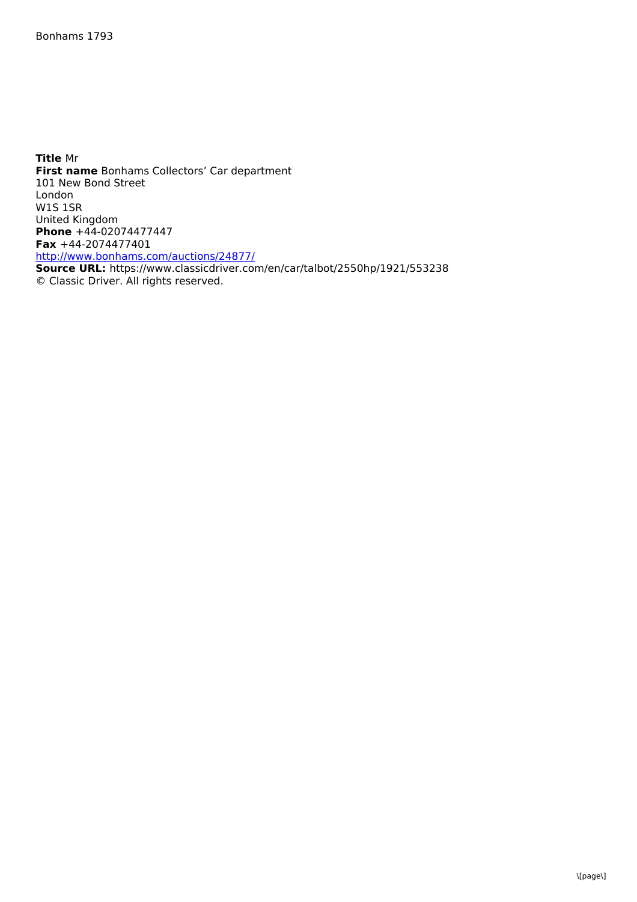Bonhams 1793

**Title** Mr
**First name** Bonhams Collectors' Car department
101 New Bond Street
London
W1S 1SR
United Kingdom
**Phone** +44-02074477447
**Fax** +44-2074477401
http://www.bonhams.com/auctions/24877/
**Source URL:** https://www.classicdriver.com/en/car/talbot/2550hp/1921/553238
© Classic Driver. All rights reserved.